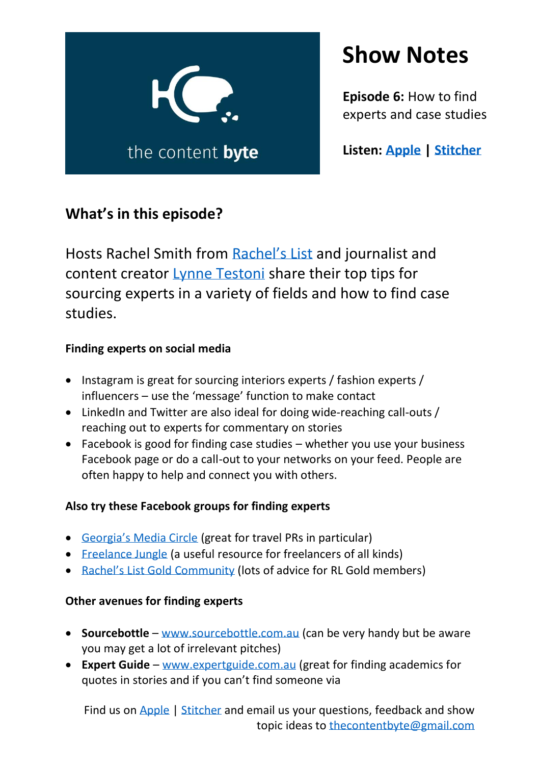the content **byte**

# Show Notes

**Episode 6:** How to find experts and case studies

**Listen:** **Apple** | **Stitcher**

## What's in this episode?

Hosts Rachel Smith from Rachel's List and journalist and content creator Lynne Testoni share their top tips for sourcing experts in a variety of fields and how to find case studies.

### Finding experts on social media

- Instagram is great for sourcing interiors experts / fashion experts / influencers – use the 'message' function to make contact
- LinkedIn and Twitter are also ideal for doing wide-reaching call-outs / reaching out to experts for commentary on stories
- Facebook is good for finding case studies – whether you use your business Facebook page or do a call-out to your networks on your feed. People are often happy to help and connect you with others.

### Also try these Facebook groups for finding experts

- Georgia's Media Circle (great for travel PRs in particular)
- Freelance Jungle (a useful resource for freelancers of all kinds)
- Rachel's List Gold Community (lots of advice for RL Gold members)

### Other avenues for finding experts

- **Sourcebottle** – www.sourcebottle.com.au (can be very handy but be aware you may get a lot of irrelevant pitches)
- **Expert Guide** – www.expertguide.com.au (great for finding academics for quotes in stories and if you can't find someone via

Find us on Apple | Stitcher and email us your questions, feedback and show topic ideas to thecontentbyte@gmail.com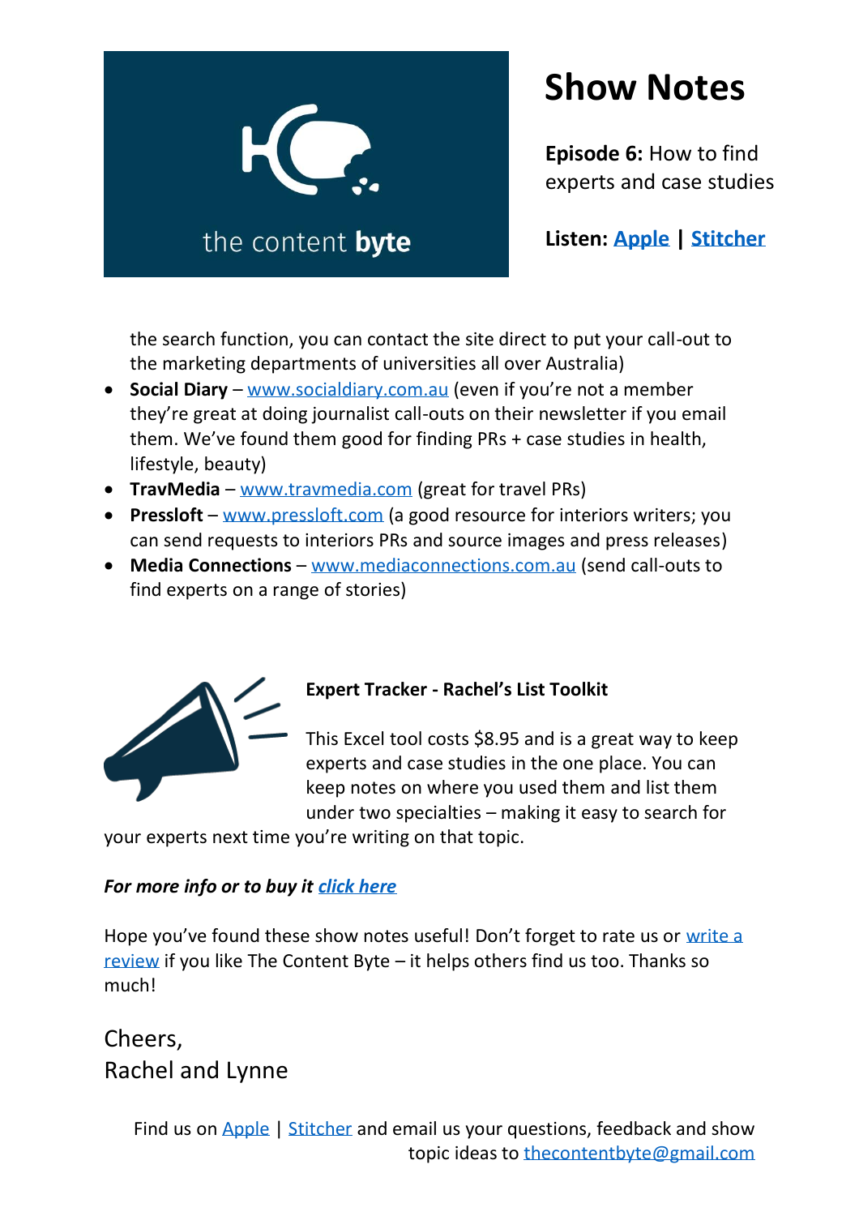# Show Notes

**Episode 6:** How to find experts and case studies

**Listen: Apple | Stitcher**

the search function, you can contact the site direct to put your call-out to the marketing departments of universities all over Australia)

- **Social Diary** – www.socialdiary.com.au (even if you're not a member they're great at doing journalist call-outs on their newsletter if you email them. We've found them good for finding PRs + case studies in health, lifestyle, beauty)
- **TravMedia** – www.travmedia.com (great for travel PRs)
- **Pressloft** – www.pressloft.com (a good resource for interiors writers; you can send requests to interiors PRs and source images and press releases)
- **Media Connections** – www.mediaconnections.com.au (send call-outs to find experts on a range of stories)

**Expert Tracker - Rachel's List Toolkit**

This Excel tool costs $8.95 and is a great way to keep experts and case studies in the one place. You can keep notes on where you used them and list them under two specialties – making it easy to search for your experts next time you're writing on that topic.

***For more info or to buy it click here***

Hope you've found these show notes useful! Don't forget to rate us or write a review if you like The Content Byte – it helps others find us too. Thanks so much!

Cheers,
Rachel and Lynne

Find us on Apple | Stitcher and email us your questions, feedback and show topic ideas to thecontentbyte@gmail.com